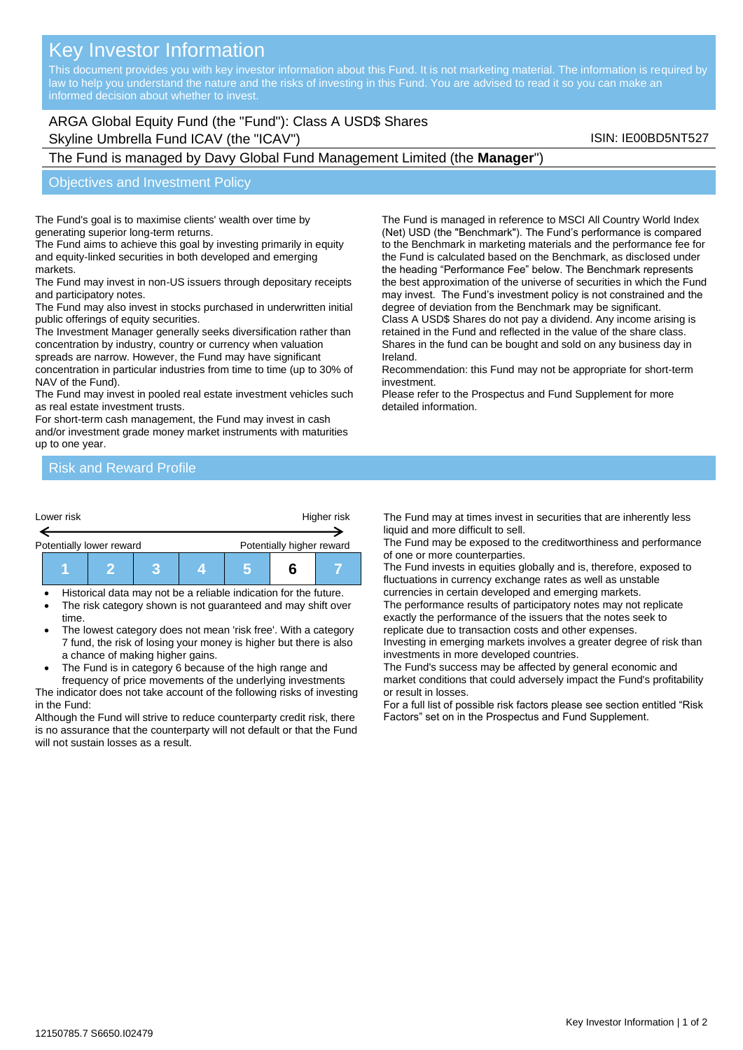# Key Investor Information

This document provides you with key investor information about this Fund. It is not marketing material. The information is required by law to help you understand the nature and the risks of investing in this Fund. You are advised to read it so you can make an informed decision about whether to invest.

ARGA Global Equity Fund (the "Fund"): Class A USD$ Shares
Skyline Umbrella Fund ICAV (the "ICAV")

ISIN: IE00BD5NT527

The Fund is managed by Davy Global Fund Management Limited (the **Manager**")

## Objectives and Investment Policy

The Fund's goal is to maximise clients' wealth over time by generating superior long-term returns.
The Fund aims to achieve this goal by investing primarily in equity and equity-linked securities in both developed and emerging markets.
The Fund may invest in non-US issuers through depositary receipts and participatory notes.
The Fund may also invest in stocks purchased in underwritten initial public offerings of equity securities.
The Investment Manager generally seeks diversification rather than concentration by industry, country or currency when valuation spreads are narrow. However, the Fund may have significant concentration in particular industries from time to time (up to 30% of NAV of the Fund).
The Fund may invest in pooled real estate investment vehicles such as real estate investment trusts.
For short-term cash management, the Fund may invest in cash and/or investment grade money market instruments with maturities up to one year.

The Fund is managed in reference to MSCI All Country World Index (Net) USD (the "Benchmark"). The Fund's performance is compared to the Benchmark in marketing materials and the performance fee for the Fund is calculated based on the Benchmark, as disclosed under the heading "Performance Fee" below. The Benchmark represents the best approximation of the universe of securities in which the Fund may invest. The Fund's investment policy is not constrained and the degree of deviation from the Benchmark may be significant.
Class A USD$ Shares do not pay a dividend. Any income arising is retained in the Fund and reflected in the value of the share class.
Shares in the fund can be bought and sold on any business day in Ireland.
Recommendation: this Fund may not be appropriate for short-term investment.
Please refer to the Prospectus and Fund Supplement for more detailed information.

## Risk and Reward Profile

| Lower risk | | | | | | Higher risk |
|---|---|---|---|---|---|---|
| Potentially lower reward | | | | | | Potentially higher reward |
| 1 | 2 | 3 | 4 | 5 | **6** | 7 |

- Historical data may not be a reliable indication for the future.
- The risk category shown is not guaranteed and may shift over time.
- The lowest category does not mean 'risk free'. With a category 7 fund, the risk of losing your money is higher but there is also a chance of making higher gains.
- The Fund is in category 6 because of the high range and frequency of price movements of the underlying investments

The indicator does not take account of the following risks of investing in the Fund:
Although the Fund will strive to reduce counterparty credit risk, there is no assurance that the counterparty will not default or that the Fund will not sustain losses as a result.

The Fund may at times invest in securities that are inherently less liquid and more difficult to sell.
The Fund may be exposed to the creditworthiness and performance of one or more counterparties.
The Fund invests in equities globally and is, therefore, exposed to fluctuations in currency exchange rates as well as unstable currencies in certain developed and emerging markets.
The performance results of participatory notes may not replicate exactly the performance of the issuers that the notes seek to replicate due to transaction costs and other expenses.
Investing in emerging markets involves a greater degree of risk than investments in more developed countries.
The Fund's success may be affected by general economic and market conditions that could adversely impact the Fund's profitability or result in losses.
For a full list of possible risk factors please see section entitled "Risk Factors" set on in the Prospectus and Fund Supplement.

12150785.7 S6650.I02479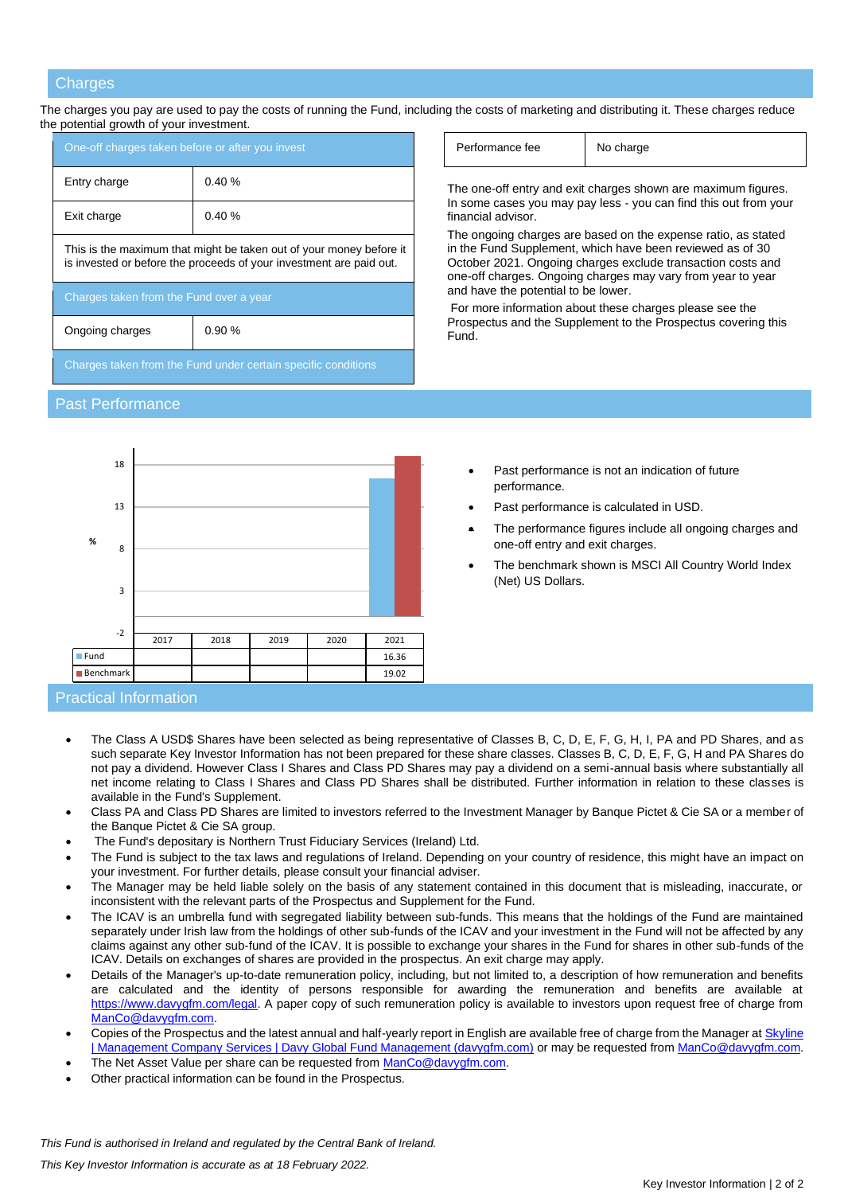## Charges

The charges you pay are used to pay the costs of running the Fund, including the costs of marketing and distributing it. These charges reduce the potential growth of your investment.

| One-off charges taken before or after you invest | |
|---|---|
| Entry charge | 0.40 % |
| Exit charge | 0.40 % |
| This is the maximum that might be taken out of your money before it is invested or before the proceeds of your investment are paid out. | |
| **Charges taken from the Fund over a year** | |
| Ongoing charges | 0.90 % |
| **Charges taken from the Fund under certain specific conditions** | |
| Performance fee | No charge |

The one-off entry and exit charges shown are maximum figures. In some cases you may pay less - you can find this out from your financial advisor.

The ongoing charges are based on the expense ratio, as stated in the Fund Supplement, which have been reviewed as of 30 October 2021. Ongoing charges exclude transaction costs and one-off charges. Ongoing charges may vary from year to year and have the potential to be lower.

For more information about these charges please see the Prospectus and the Supplement to the Prospectus covering this Fund.

## Past Performance

%

18

13

8

3

-2

2017 2018 2019 2020 2021

Fund: 2021 16.36

Benchmark: 2021 19.02

- Past performance is not an indication of future performance.
- Past performance is calculated in USD.
- The performance figures include all ongoing charges and one-off entry and exit charges.
- The benchmark shown is MSCI All Country World Index (Net) US Dollars.

## Practical Information

- The Class A USD$ Shares have been selected as being representative of Classes B, C, D, E, F, G, H, I, PA and PD Shares, and as such separate Key Investor Information has not been prepared for these share classes. Classes B, C, D, E, F, G, H and PA Shares do not pay a dividend. However Class I Shares and Class PD Shares may pay a dividend on a semi-annual basis where substantially all net income relating to Class I Shares and Class PD Shares shall be distributed. Further information in relation to these classes is available in the Fund's Supplement.
- Class PA and Class PD Shares are limited to investors referred to the Investment Manager by Banque Pictet & Cie SA or a member of the Banque Pictet & Cie SA group.
- The Fund's depositary is Northern Trust Fiduciary Services (Ireland) Ltd.
- The Fund is subject to the tax laws and regulations of Ireland. Depending on your country of residence, this might have an impact on your investment. For further details, please consult your financial adviser.
- The Manager may be held liable solely on the basis of any statement contained in this document that is misleading, inaccurate, or inconsistent with the relevant parts of the Prospectus and Supplement for the Fund.
- The ICAV is an umbrella fund with segregated liability between sub-funds. This means that the holdings of the Fund are maintained separately under Irish law from the holdings of other sub-funds of the ICAV and your investment in the Fund will not be affected by any claims against any other sub-fund of the ICAV. It is possible to exchange your shares in the Fund for shares in other sub-funds of the ICAV. Details on exchanges of shares are provided in the prospectus. An exit charge may apply.
- Details of the Manager's up-to-date remuneration policy, including, but not limited to, a description of how remuneration and benefits are calculated and the identity of persons responsible for awarding the remuneration and benefits are available at https://www.davygfm.com/legal. A paper copy of such remuneration policy is available to investors upon request free of charge from ManCo@davygfm.com.
- Copies of the Prospectus and the latest annual and half-yearly report in English are available free of charge from the Manager at Skyline | Management Company Services | Davy Global Fund Management (davygfm.com) or may be requested from ManCo@davygfm.com.
- The Net Asset Value per share can be requested from ManCo@davygfm.com.
- Other practical information can be found in the Prospectus.

*This Fund is authorised in Ireland and regulated by the Central Bank of Ireland.*

*This Key Investor Information is accurate as at 18 February 2022.*